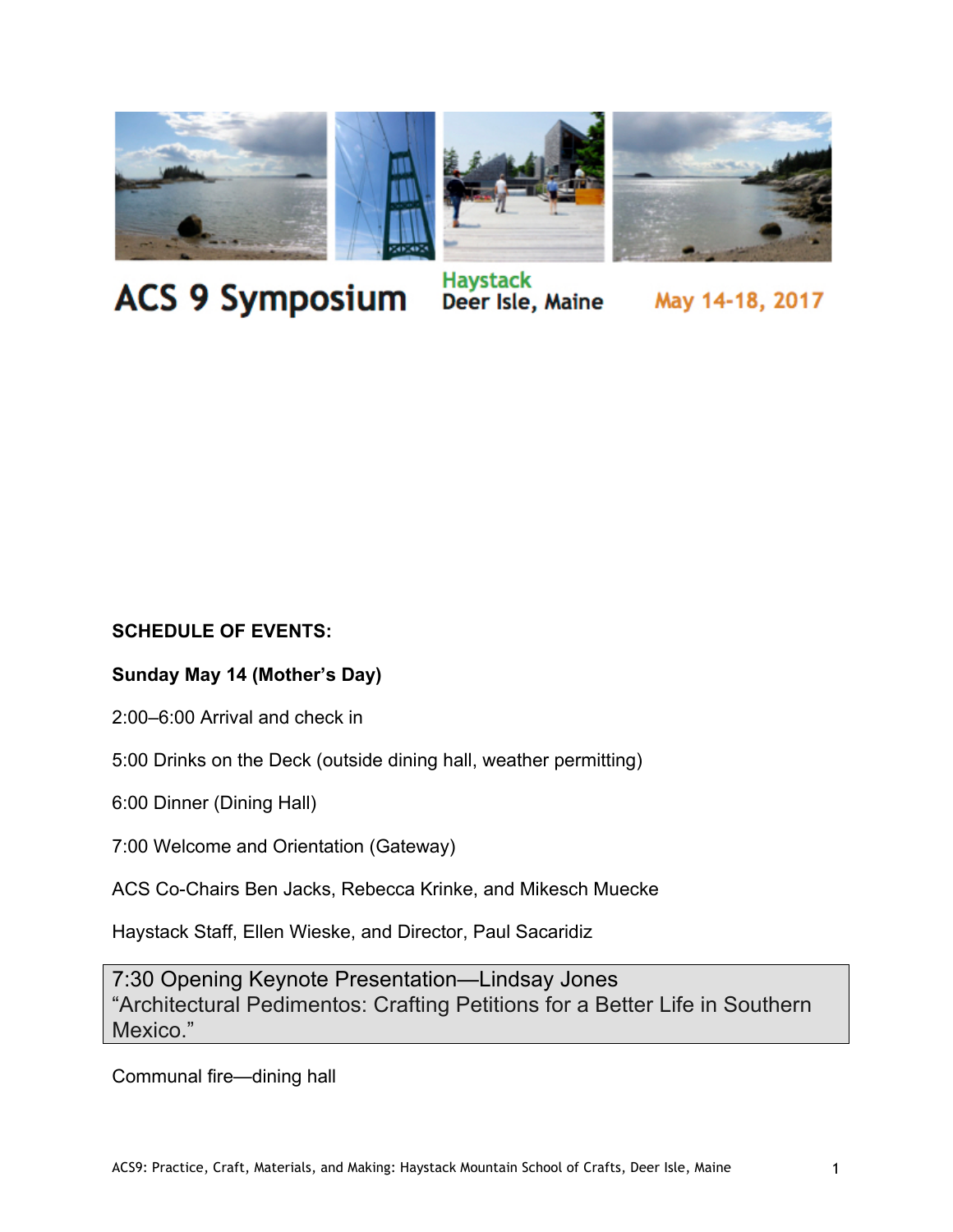ACS 9 Symposium

Haystack
Deer Isle, Maine

May 14-18, 2017

**SCHEDULE OF EVENTS:**

**Sunday May 14 (Mother's Day)**

2:00–6:00 Arrival and check in

5:00 Drinks on the Deck (outside dining hall, weather permitting)

6:00 Dinner (Dining Hall)

7:00 Welcome and Orientation (Gateway)

ACS Co-Chairs Ben Jacks, Rebecca Krinke, and Mikesch Muecke

Haystack Staff, Ellen Wieske, and Director, Paul Sacaridiz

7:30 Opening Keynote Presentation—Lindsay Jones
"Architectural Pedimentos: Crafting Petitions for a Better Life in Southern Mexico."

Communal fire—dining hall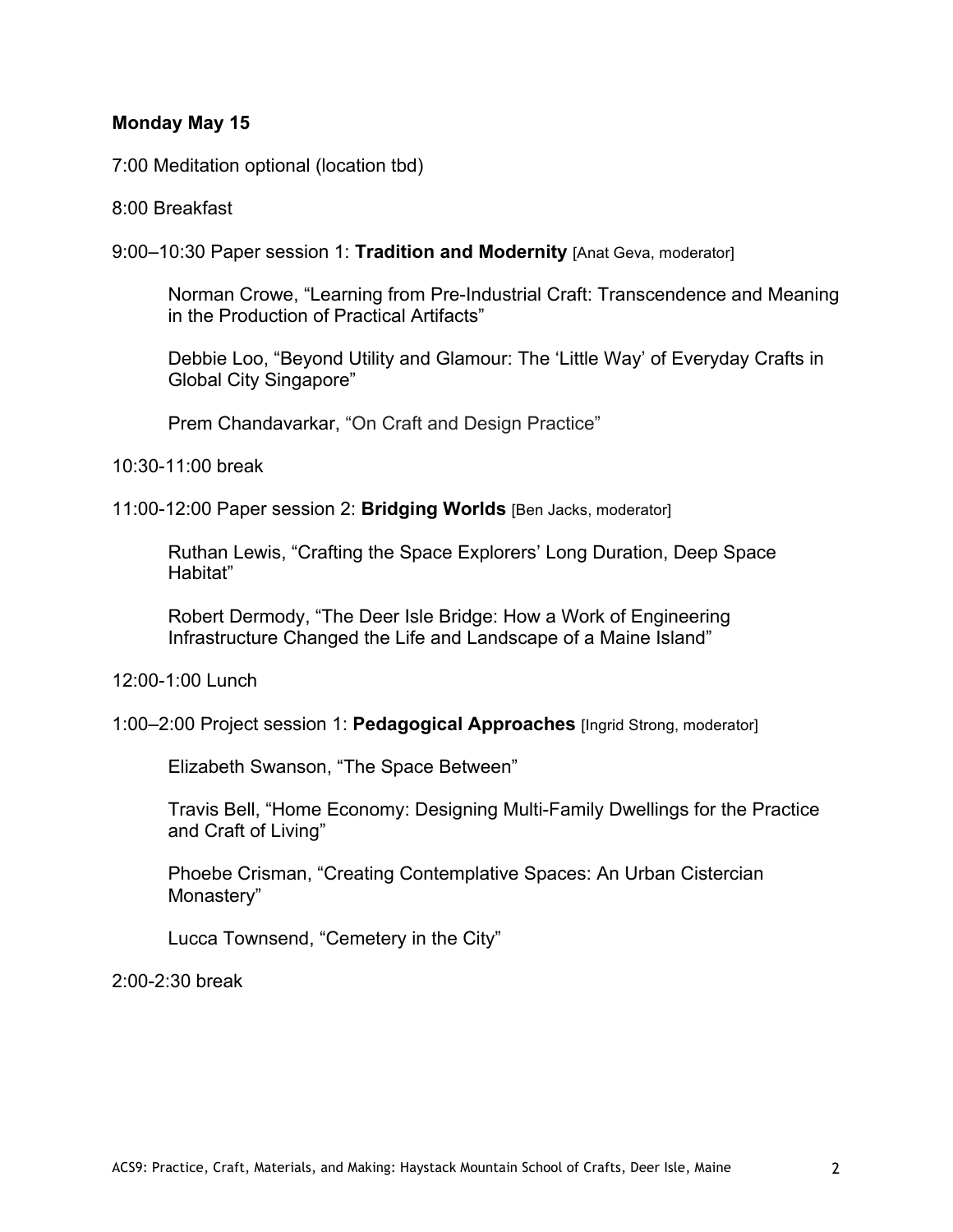**Monday May 15**

7:00 Meditation optional (location tbd)

8:00 Breakfast

9:00–10:30 Paper session 1: **Tradition and Modernity** [Anat Geva, moderator]

> Norman Crowe, “Learning from Pre-Industrial Craft: Transcendence and Meaning in the Production of Practical Artifacts”
>
> Debbie Loo, “Beyond Utility and Glamour: The ‘Little Way’ of Everyday Crafts in Global City Singapore”
>
> Prem Chandavarkar, “On Craft and Design Practice”

10:30-11:00 break

11:00-12:00 Paper session 2: **Bridging Worlds** [Ben Jacks, moderator]

> Ruthan Lewis, “Crafting the Space Explorers’ Long Duration, Deep Space Habitat”
>
> Robert Dermody, “The Deer Isle Bridge: How a Work of Engineering Infrastructure Changed the Life and Landscape of a Maine Island”

12:00-1:00 Lunch

1:00–2:00 Project session 1: **Pedagogical Approaches** [Ingrid Strong, moderator]

> Elizabeth Swanson, “The Space Between”
>
> Travis Bell, “Home Economy: Designing Multi-Family Dwellings for the Practice and Craft of Living”
>
> Phoebe Crisman, “Creating Contemplative Spaces: An Urban Cistercian Monastery”
>
> Lucca Townsend, “Cemetery in the City”

2:00-2:30 break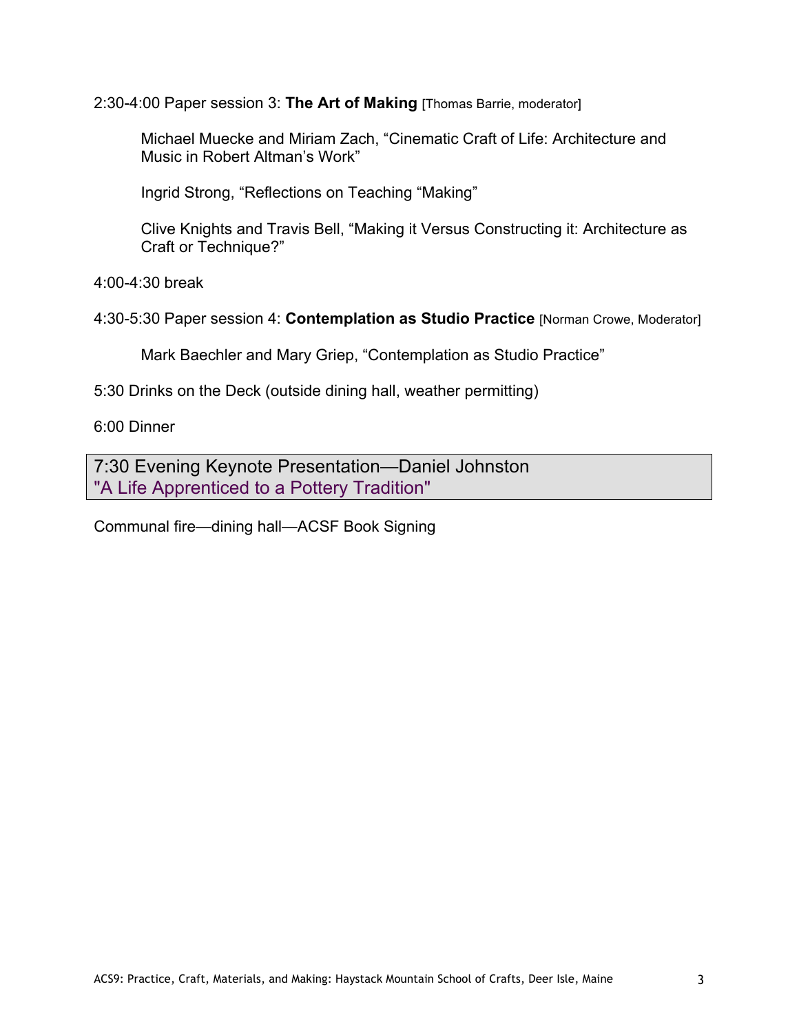2:30-4:00 Paper session 3: **The Art of Making** [Thomas Barrie, moderator]

Michael Muecke and Miriam Zach, “Cinematic Craft of Life: Architecture and Music in Robert Altman’s Work”

Ingrid Strong, “Reflections on Teaching “Making”

Clive Knights and Travis Bell, “Making it Versus Constructing it: Architecture as Craft or Technique?”

4:00-4:30 break

4:30-5:30 Paper session 4: **Contemplation as Studio Practice** [Norman Crowe, Moderator]

Mark Baechler and Mary Griep, “Contemplation as Studio Practice”

5:30 Drinks on the Deck (outside dining hall, weather permitting)

6:00 Dinner

7:30 Evening Keynote Presentation—Daniel Johnston
"A Life Apprenticed to a Pottery Tradition"

Communal fire—dining hall—ACSF Book Signing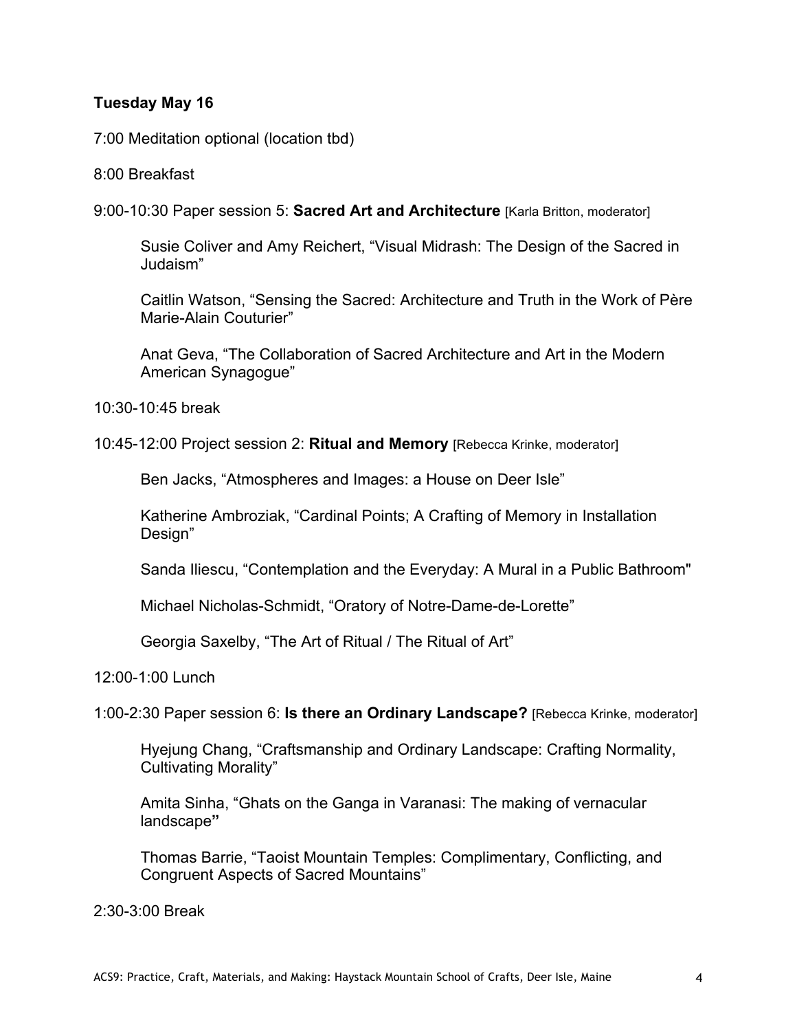**Tuesday May 16**

7:00 Meditation optional (location tbd)

8:00 Breakfast

9:00-10:30 Paper session 5: **Sacred Art and Architecture** [Karla Britton, moderator]

> Susie Coliver and Amy Reichert, “Visual Midrash: The Design of the Sacred in Judaism”
>
> Caitlin Watson, “Sensing the Sacred: Architecture and Truth in the Work of Père Marie-Alain Couturier”
>
> Anat Geva, “The Collaboration of Sacred Architecture and Art in the Modern American Synagogue”

10:30-10:45 break

10:45-12:00 Project session 2: **Ritual and Memory** [Rebecca Krinke, moderator]

> Ben Jacks, “Atmospheres and Images: a House on Deer Isle”
>
> Katherine Ambroziak, “Cardinal Points; A Crafting of Memory in Installation Design”
>
> Sanda Iliescu, “Contemplation and the Everyday: A Mural in a Public Bathroom"
>
> Michael Nicholas-Schmidt, “Oratory of Notre-Dame-de-Lorette”
>
> Georgia Saxelby, “The Art of Ritual / The Ritual of Art”

12:00-1:00 Lunch

1:00-2:30 Paper session 6: **Is there an Ordinary Landscape?** [Rebecca Krinke, moderator]

> Hyejung Chang, “Craftsmanship and Ordinary Landscape: Crafting Normality, Cultivating Morality”
>
> Amita Sinha, “Ghats on the Ganga in Varanasi: The making of vernacular landscape**”**
>
> Thomas Barrie, “Taoist Mountain Temples: Complimentary, Conflicting, and Congruent Aspects of Sacred Mountains”

2:30-3:00 Break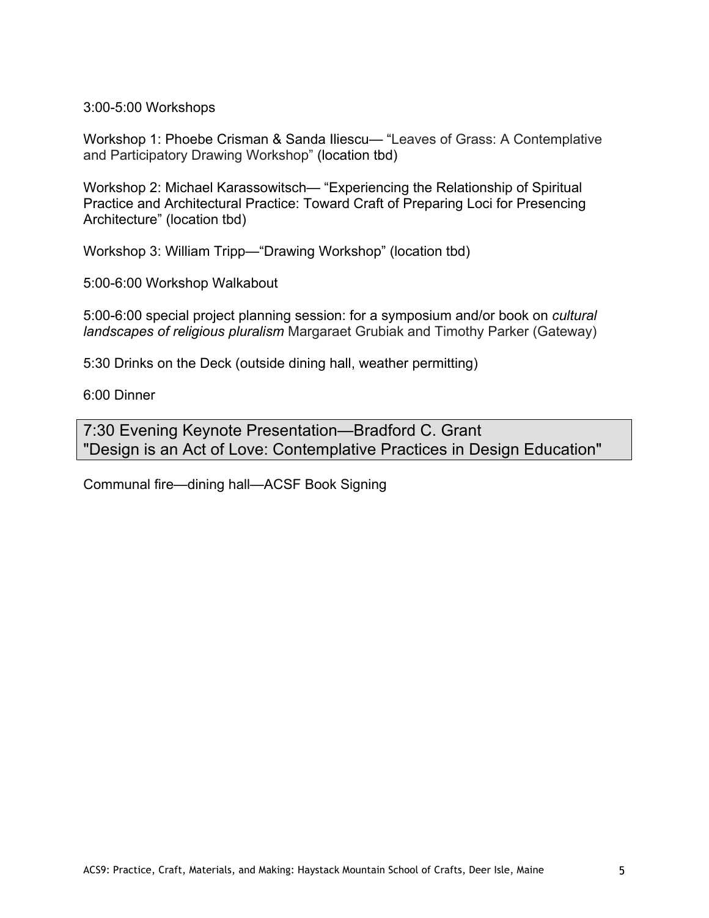3:00-5:00 Workshops

Workshop 1: Phoebe Crisman & Sanda Iliescu— “Leaves of Grass: A Contemplative and Participatory Drawing Workshop” (location tbd)

Workshop 2: Michael Karassowitsch— “Experiencing the Relationship of Spiritual Practice and Architectural Practice: Toward Craft of Preparing Loci for Presencing Architecture” (location tbd)

Workshop 3: William Tripp—“Drawing Workshop” (location tbd)

5:00-6:00 Workshop Walkabout

5:00-6:00 special project planning session: for a symposium and/or book on *cultural landscapes of religious pluralism* Margaraet Grubiak and Timothy Parker (Gateway)

5:30 Drinks on the Deck (outside dining hall, weather permitting)

6:00 Dinner

7:30 Evening Keynote Presentation—Bradford C. Grant
"Design is an Act of Love: Contemplative Practices in Design Education"

Communal fire—dining hall—ACSF Book Signing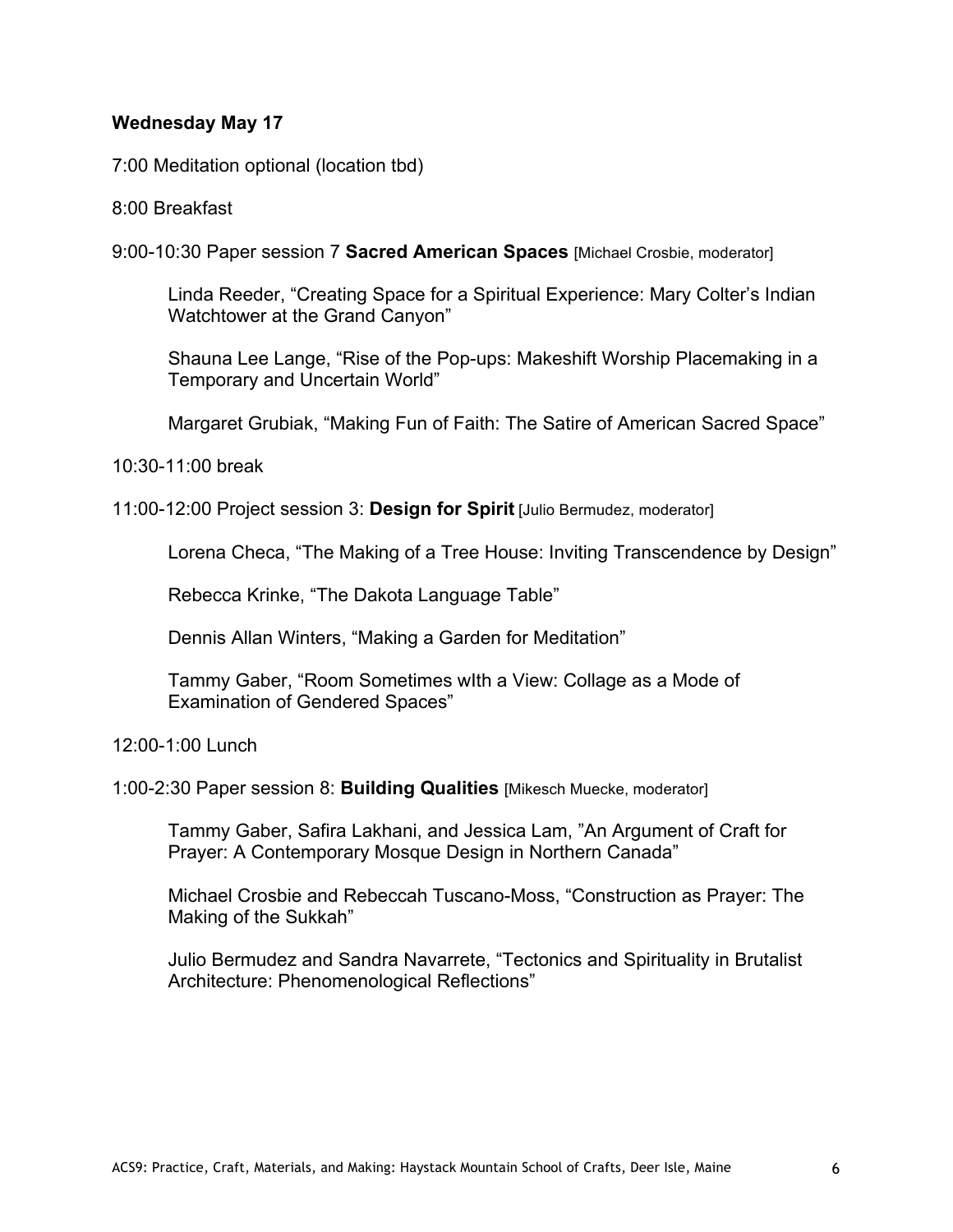**Wednesday May 17**

7:00 Meditation optional (location tbd)

8:00 Breakfast

9:00-10:30 Paper session 7 **Sacred American Spaces** [Michael Crosbie, moderator]

Linda Reeder, "Creating Space for a Spiritual Experience: Mary Colter's Indian Watchtower at the Grand Canyon"

Shauna Lee Lange, "Rise of the Pop-ups: Makeshift Worship Placemaking in a Temporary and Uncertain World"

Margaret Grubiak, "Making Fun of Faith: The Satire of American Sacred Space"

10:30-11:00 break

11:00-12:00 Project session 3: **Design for Spirit** [Julio Bermudez, moderator]

Lorena Checa, "The Making of a Tree House: Inviting Transcendence by Design"

Rebecca Krinke, "The Dakota Language Table"

Dennis Allan Winters, "Making a Garden for Meditation"

Tammy Gaber, "Room Sometimes wIth a View: Collage as a Mode of Examination of Gendered Spaces"

12:00-1:00 Lunch

1:00-2:30 Paper session 8: **Building Qualities** [Mikesch Muecke, moderator]

Tammy Gaber, Safira Lakhani, and Jessica Lam, "An Argument of Craft for Prayer: A Contemporary Mosque Design in Northern Canada"

Michael Crosbie and Rebeccah Tuscano-Moss, "Construction as Prayer: The Making of the Sukkah"

Julio Bermudez and Sandra Navarrete, "Tectonics and Spirituality in Brutalist Architecture: Phenomenological Reflections"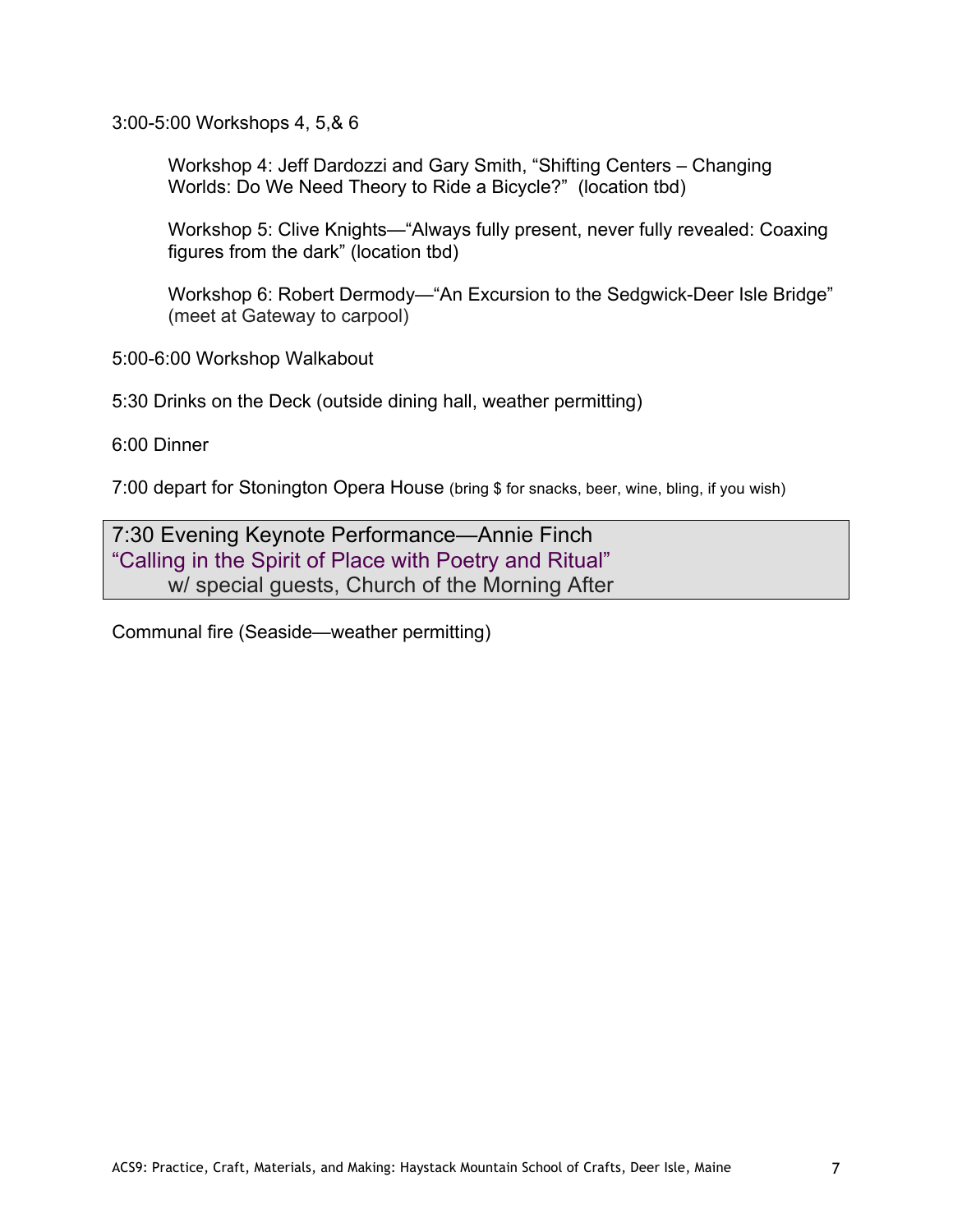3:00-5:00 Workshops 4, 5,& 6

Workshop 4: Jeff Dardozzi and Gary Smith, "Shifting Centers – Changing Worlds: Do We Need Theory to Ride a Bicycle?" (location tbd)

Workshop 5: Clive Knights—"Always fully present, never fully revealed: Coaxing figures from the dark" (location tbd)

Workshop 6: Robert Dermody—"An Excursion to the Sedgwick-Deer Isle Bridge" (meet at Gateway to carpool)

5:00-6:00 Workshop Walkabout

5:30 Drinks on the Deck (outside dining hall, weather permitting)

6:00 Dinner

7:00 depart for Stonington Opera House (bring $ for snacks, beer, wine, bling, if you wish)

7:30 Evening Keynote Performance—Annie Finch
"Calling in the Spirit of Place with Poetry and Ritual"
w/ special guests, Church of the Morning After

Communal fire (Seaside—weather permitting)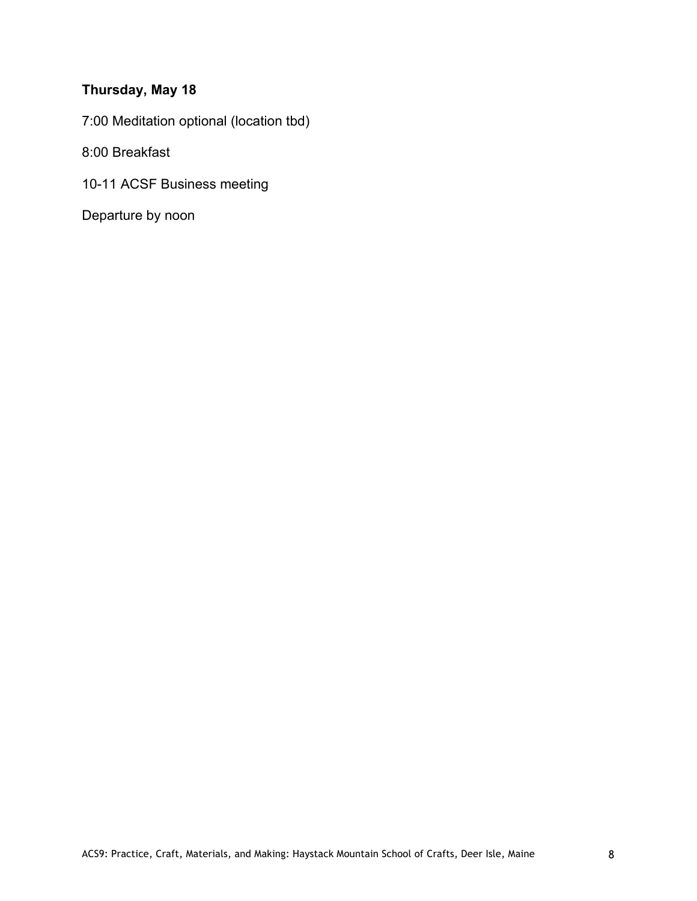**Thursday, May 18**

7:00 Meditation optional (location tbd)

8:00 Breakfast

10-11 ACSF Business meeting

Departure by noon